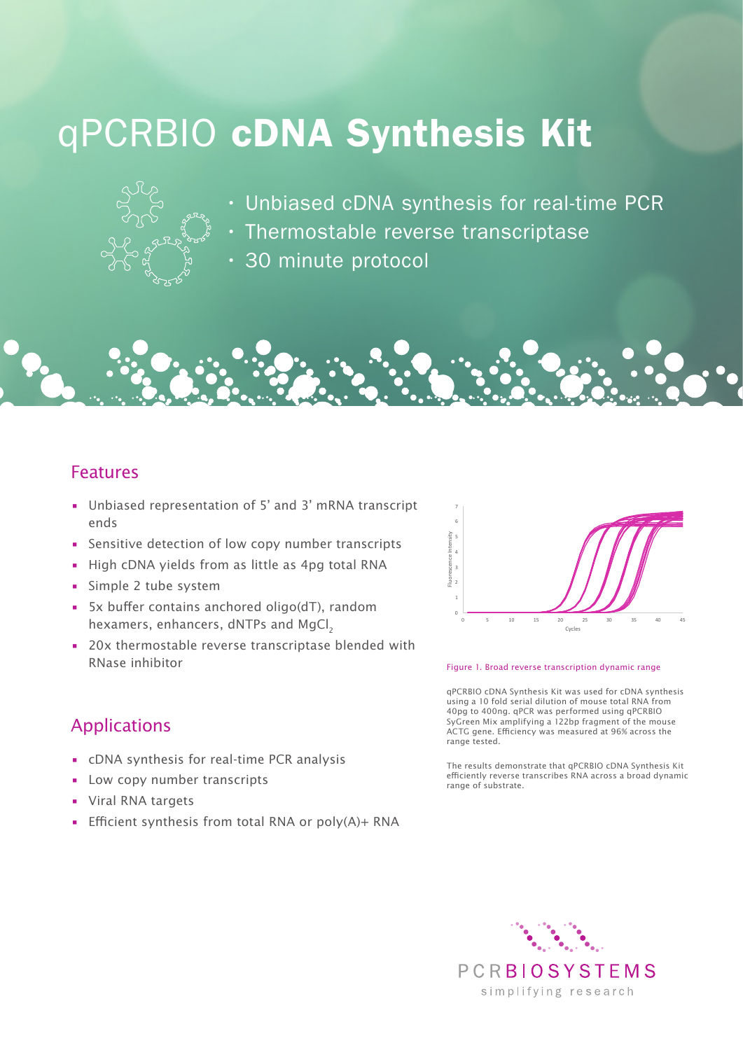# qPCRBIO **cDNA Synthesis Kit**

- Unbiased cDNA synthesis for real-time PCR
- Thermostable reverse transcriptase
- 30 minute protocol

## Features

- Unbiased representation of 5' and 3' mRNA transcript ends
- Sensitive detection of low copy number transcripts
- High cDNA yields from as little as 4pg total RNA
- Simple 2 tube system
- 5x buffer contains anchored oligo(dT), random hexamers, enhancers, dNTPs and $MgCl_2$
- 20x thermostable reverse transcriptase blended with RNase inhibitor

## Applications

- cDNA synthesis for real-time PCR analysis
- Low copy number transcripts
- Viral RNA targets
- Efficient synthesis from total RNA or poly(A)+ RNA

Figure 1. Broad reverse transcription dynamic range

qPCRBIO cDNA Synthesis Kit was used for cDNA synthesis using a 10 fold serial dilution of mouse total RNA from 40pg to 400ng. qPCR was performed using qPCRBIO SyGreen Mix amplifying a 122bp fragment of the mouse ACTG gene. Efficiency was measured at 96% across the range tested.

The results demonstrate that qPCRBIO cDNA Synthesis Kit efficiently reverse transcribes RNA across a broad dynamic range of substrate.

PCRBIOSYSTEMS
simplifying research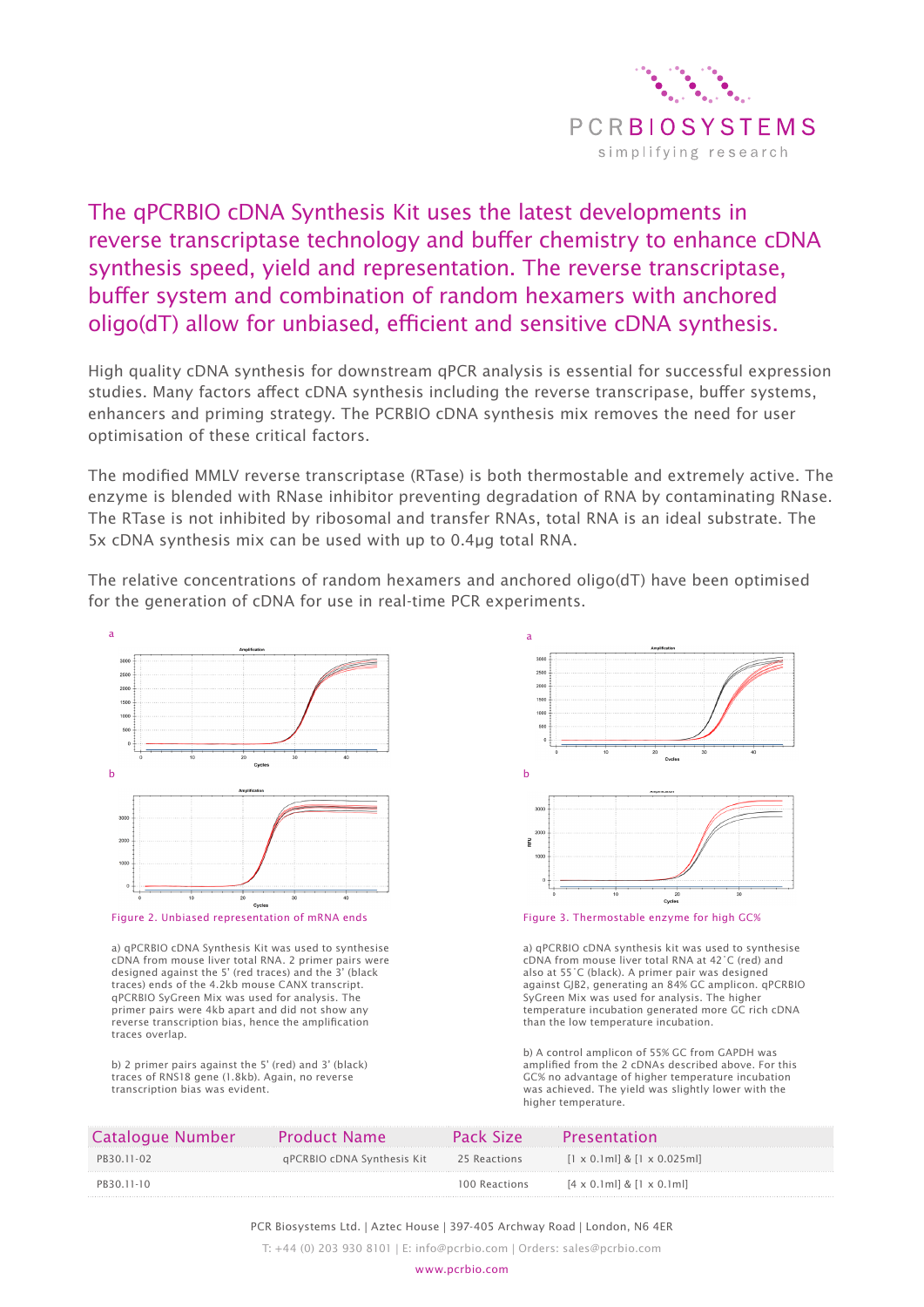The qPCRBIO cDNA Synthesis Kit uses the latest developments in reverse transcriptase technology and buffer chemistry to enhance cDNA synthesis speed, yield and representation. The reverse transcriptase, buffer system and combination of random hexamers with anchored oligo(dT) allow for unbiased, efficient and sensitive cDNA synthesis.

High quality cDNA synthesis for downstream qPCR analysis is essential for successful expression studies. Many factors affect cDNA synthesis including the reverse transcripase, buffer systems, enhancers and priming strategy. The PCRBIO cDNA synthesis mix removes the need for user optimisation of these critical factors.

The modified MMLV reverse transcriptase (RTase) is both thermostable and extremely active. The enzyme is blended with RNase inhibitor preventing degradation of RNA by contaminating RNase. The RTase is not inhibited by ribosomal and transfer RNAs, total RNA is an ideal substrate. The 5x cDNA synthesis mix can be used with up to 0.4µg total RNA.

The relative concentrations of random hexamers and anchored oligo(dT) have been optimised for the generation of cDNA for use in real-time PCR experiments.

a

Amplification

Cycles

b

Amplification

Cycles

Figure 2. Unbiased representation of mRNA ends

a) qPCRBIO cDNA Synthesis Kit was used to synthesise cDNA from mouse liver total RNA. 2 primer pairs were designed against the 5' (red traces) and the 3' (black traces) ends of the 4.2kb mouse CANX transcript. qPCRBIO SyGreen Mix was used for analysis. The primer pairs were 4kb apart and did not show any reverse transcription bias, hence the amplification traces overlap.

b) 2 primer pairs against the 5' (red) and 3' (black) traces of RNS18 gene (1.8kb). Again, no reverse transcription bias was evident.

a

Amplification

Cycles

b

RFU

Cycles

Figure 3. Thermostable enzyme for high GC%

a) qPCRBIO cDNA synthesis kit was used to synthesise cDNA from mouse liver total RNA at 42˚C (red) and also at 55˚C (black). A primer pair was designed against GJB2, generating an 84% GC amplicon. qPCRBIO SyGreen Mix was used for analysis. The higher temperature incubation generated more GC rich cDNA than the low temperature incubation.

b) A control amplicon of 55% GC from GAPDH was amplified from the 2 cDNAs described above. For this GC% no advantage of higher temperature incubation was achieved. The yield was slightly lower with the higher temperature.

| Catalogue Number | Product Name | Pack Size | Presentation |
|---|---|---|---|
| PB30.11-02 | qPCRBIO cDNA Synthesis Kit | 25 Reactions | [1 x 0.1ml] & [1 x 0.025ml] |
| PB30.11-10 | | 100 Reactions | [4 x 0.1ml] & [1 x 0.1ml] |

PCR Biosystems Ltd. | Aztec House | 397-405 Archway Road | London, N6 4ER

T: +44 (0) 203 930 8101 | E: info@pcrbio.com | Orders: sales@pcrbio.com

www.pcrbio.com